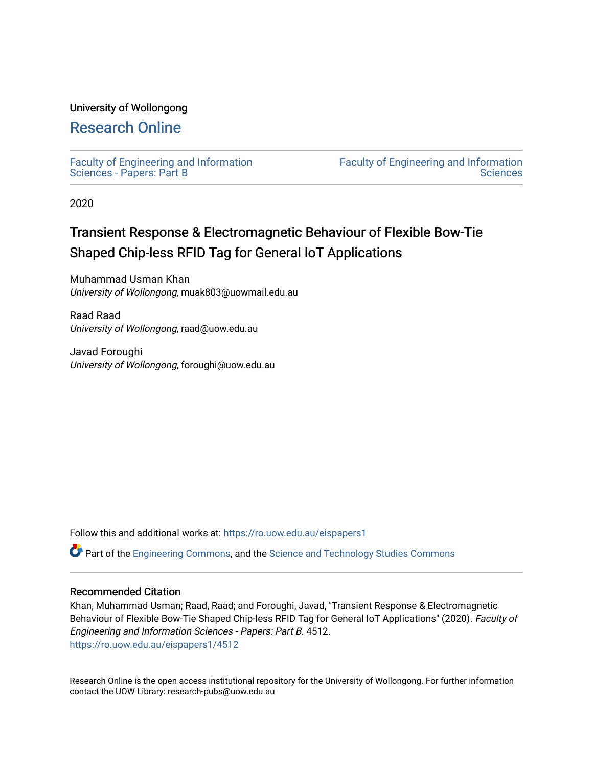University of Wollongong

# Research Online

Faculty of Engineering and Information Sciences - Papers: Part B

Faculty of Engineering and Information Sciences

2020

## Transient Response & Electromagnetic Behaviour of Flexible Bow-Tie Shaped Chip-less RFID Tag for General IoT Applications

Muhammad Usman Khan
*University of Wollongong*, muak803@uowmail.edu.au

Raad Raad
*University of Wollongong*, raad@uow.edu.au

Javad Foroughi
*University of Wollongong*, foroughi@uow.edu.au

Follow this and additional works at: https://ro.uow.edu.au/eispapers1

Part of the Engineering Commons, and the Science and Technology Studies Commons

### Recommended Citation

Khan, Muhammad Usman; Raad, Raad; and Foroughi, Javad, "Transient Response & Electromagnetic Behaviour of Flexible Bow-Tie Shaped Chip-less RFID Tag for General IoT Applications" (2020). *Faculty of Engineering and Information Sciences - Papers: Part B*. 4512.
https://ro.uow.edu.au/eispapers1/4512

Research Online is the open access institutional repository for the University of Wollongong. For further information contact the UOW Library: research-pubs@uow.edu.au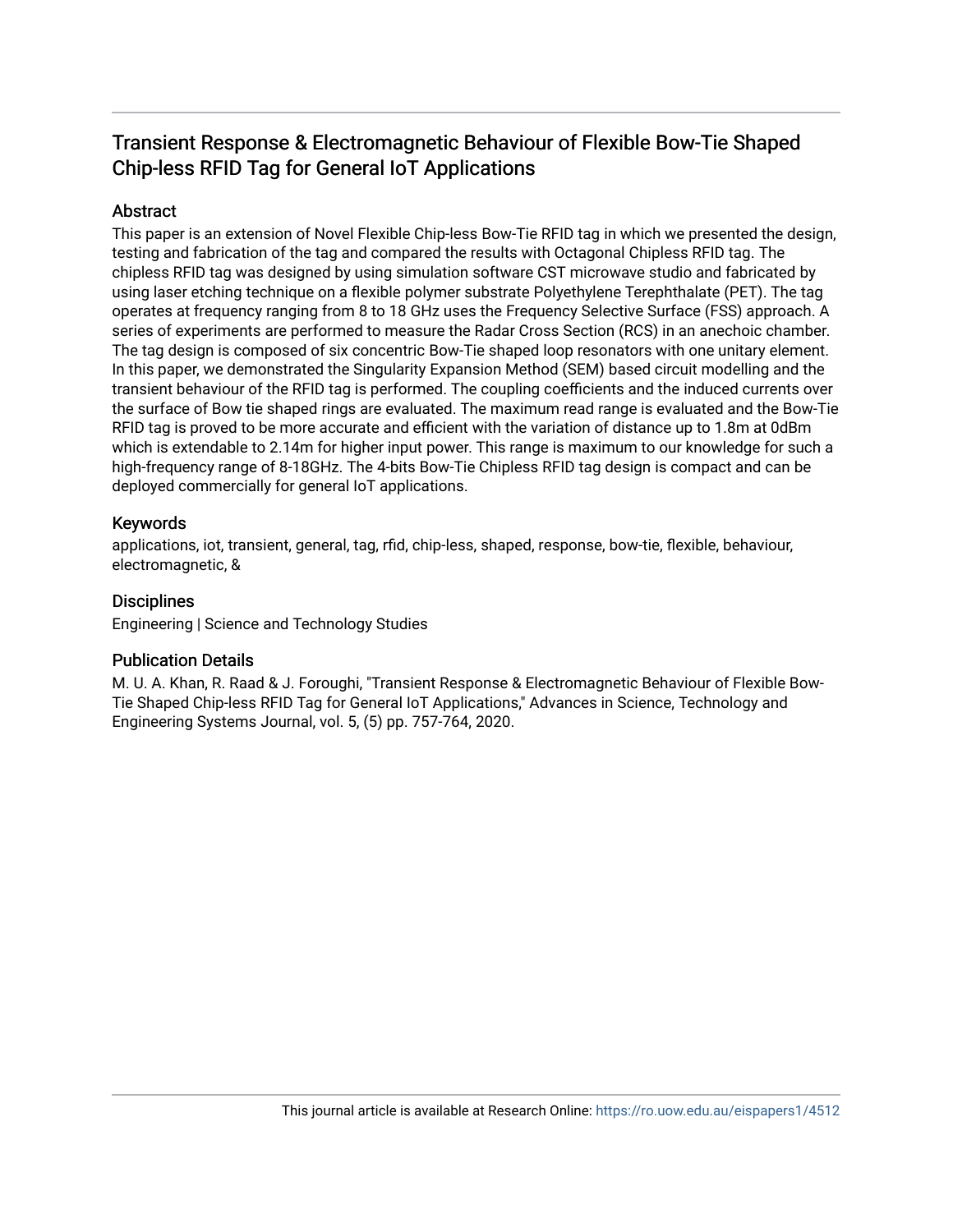# Transient Response & Electromagnetic Behaviour of Flexible Bow-Tie Shaped Chip-less RFID Tag for General IoT Applications

## Abstract

This paper is an extension of Novel Flexible Chip-less Bow-Tie RFID tag in which we presented the design, testing and fabrication of the tag and compared the results with Octagonal Chipless RFID tag. The chipless RFID tag was designed by using simulation software CST microwave studio and fabricated by using laser etching technique on a flexible polymer substrate Polyethylene Terephthalate (PET). The tag operates at frequency ranging from 8 to 18 GHz uses the Frequency Selective Surface (FSS) approach. A series of experiments are performed to measure the Radar Cross Section (RCS) in an anechoic chamber. The tag design is composed of six concentric Bow-Tie shaped loop resonators with one unitary element. In this paper, we demonstrated the Singularity Expansion Method (SEM) based circuit modelling and the transient behaviour of the RFID tag is performed. The coupling coefficients and the induced currents over the surface of Bow tie shaped rings are evaluated. The maximum read range is evaluated and the Bow-Tie RFID tag is proved to be more accurate and efficient with the variation of distance up to 1.8m at 0dBm which is extendable to 2.14m for higher input power. This range is maximum to our knowledge for such a high-frequency range of 8-18GHz. The 4-bits Bow-Tie Chipless RFID tag design is compact and can be deployed commercially for general IoT applications.

## Keywords

applications, iot, transient, general, tag, rfid, chip-less, shaped, response, bow-tie, flexible, behaviour, electromagnetic, &

## Disciplines

Engineering | Science and Technology Studies

## Publication Details

M. U. A. Khan, R. Raad & J. Foroughi, "Transient Response & Electromagnetic Behaviour of Flexible Bow-Tie Shaped Chip-less RFID Tag for General IoT Applications," Advances in Science, Technology and Engineering Systems Journal, vol. 5, (5) pp. 757-764, 2020.

This journal article is available at Research Online: https://ro.uow.edu.au/eispapers1/4512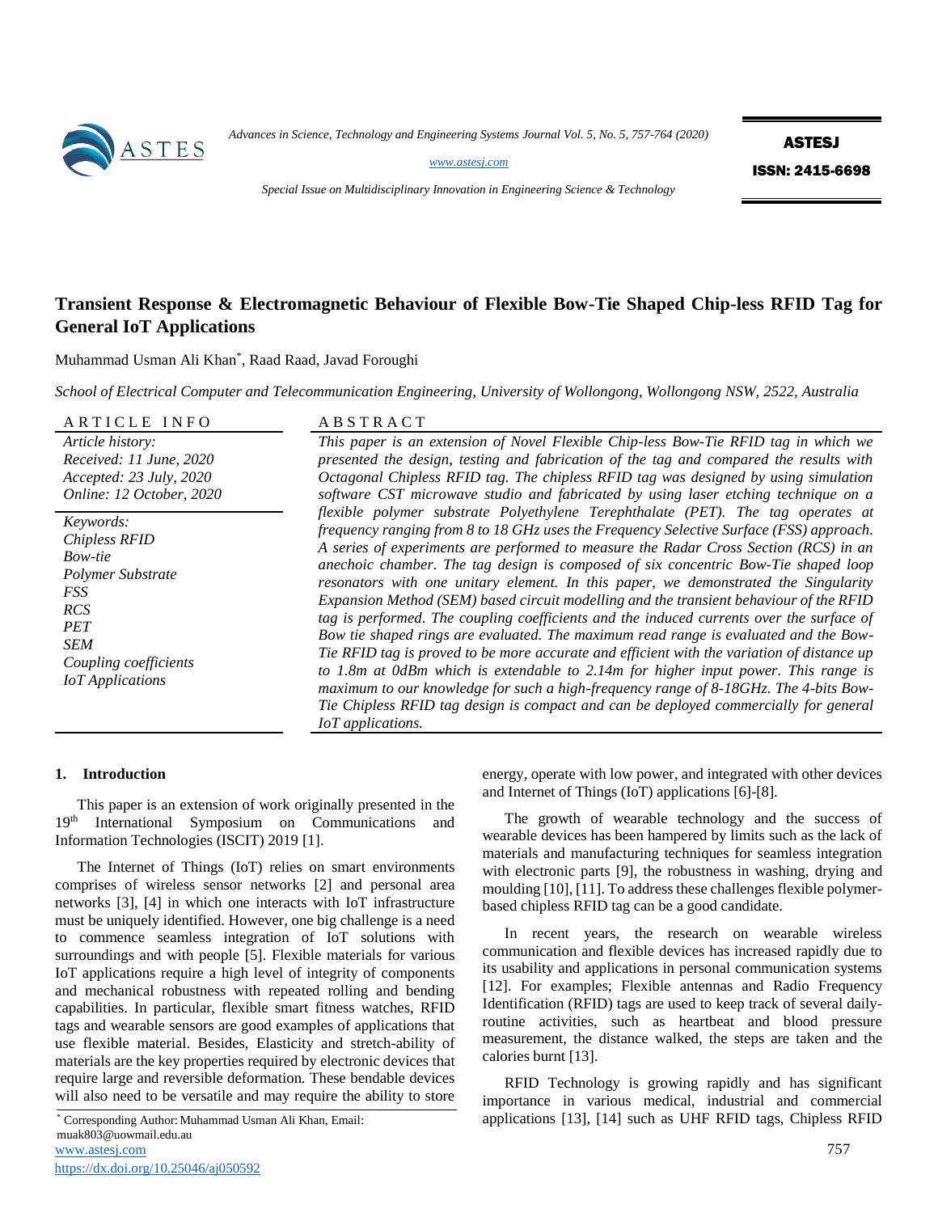# Transient Response & Electromagnetic Behaviour of Flexible Bow-Tie Shaped Chip-less RFID Tag for General IoT Applications

Muhammad Usman Ali Khan*, Raad Raad, Javad Foroughi

*School of Electrical Computer and Telecommunication Engineering, University of Wollongong, Wollongong NSW, 2522, Australia*

**ARTICLE INFO**

*Article history:*
*Received: 11 June, 2020*
*Accepted: 23 July, 2020*
*Online: 12 October, 2020*

*Keywords:*
*Chipless RFID*
*Bow-tie*
*Polymer Substrate*
*FSS*
*RCS*
*PET*
*SEM*
*Coupling coefficients*
*IoT Applications*

**ABSTRACT**

*This paper is an extension of Novel Flexible Chip-less Bow-Tie RFID tag in which we presented the design, testing and fabrication of the tag and compared the results with Octagonal Chipless RFID tag. The chipless RFID tag was designed by using simulation software CST microwave studio and fabricated by using laser etching technique on a flexible polymer substrate Polyethylene Terephthalate (PET). The tag operates at frequency ranging from 8 to 18 GHz uses the Frequency Selective Surface (FSS) approach. A series of experiments are performed to measure the Radar Cross Section (RCS) in an anechoic chamber. The tag design is composed of six concentric Bow-Tie shaped loop resonators with one unitary element. In this paper, we demonstrated the Singularity Expansion Method (SEM) based circuit modelling and the transient behaviour of the RFID tag is performed. The coupling coefficients and the induced currents over the surface of Bow tie shaped rings are evaluated. The maximum read range is evaluated and the Bow-Tie RFID tag is proved to be more accurate and efficient with the variation of distance up to 1.8m at 0dBm which is extendable to 2.14m for higher input power. This range is maximum to our knowledge for such a high-frequency range of 8-18GHz. The 4-bits Bow-Tie Chipless RFID tag design is compact and can be deployed commercially for general IoT applications.*

## 1. Introduction

This paper is an extension of work originally presented in the 19th International Symposium on Communications and Information Technologies (ISCIT) 2019 [1].

The Internet of Things (IoT) relies on smart environments comprises of wireless sensor networks [2] and personal area networks [3], [4] in which one interacts with IoT infrastructure must be uniquely identified. However, one big challenge is a need to commence seamless integration of IoT solutions with surroundings and with people [5]. Flexible materials for various IoT applications require a high level of integrity of components and mechanical robustness with repeated rolling and bending capabilities. In particular, flexible smart fitness watches, RFID tags and wearable sensors are good examples of applications that use flexible material. Besides, Elasticity and stretch-ability of materials are the key properties required by electronic devices that require large and reversible deformation. These bendable devices will also need to be versatile and may require the ability to store energy, operate with low power, and integrated with other devices and Internet of Things (IoT) applications [6]-[8].

The growth of wearable technology and the success of wearable devices has been hampered by limits such as the lack of materials and manufacturing techniques for seamless integration with electronic parts [9], the robustness in washing, drying and moulding [10], [11]. To address these challenges flexible polymer-based chipless RFID tag can be a good candidate.

In recent years, the research on wearable wireless communication and flexible devices has increased rapidly due to its usability and applications in personal communication systems [12]. For examples; Flexible antennas and Radio Frequency Identification (RFID) tags are used to keep track of several daily-routine activities, such as heartbeat and blood pressure measurement, the distance walked, the steps are taken and the calories burnt [13].

RFID Technology is growing rapidly and has significant importance in various medical, industrial and commercial applications [13], [14] such as UHF RFID tags, Chipless RFID

* Corresponding Author: Muhammad Usman Ali Khan, Email: muak803@uowmail.edu.au

https://dx.doi.org/10.25046/aj050592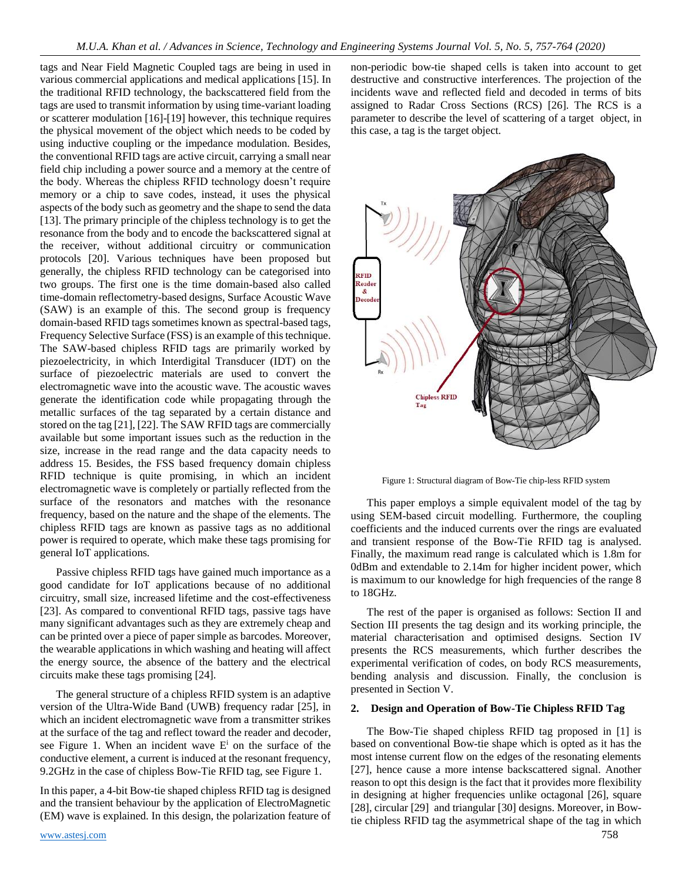tags and Near Field Magnetic Coupled tags are being in used in various commercial applications and medical applications [15]. In the traditional RFID technology, the backscattered field from the tags are used to transmit information by using time-variant loading or scatterer modulation [16]-[19] however, this technique requires the physical movement of the object which needs to be coded by using inductive coupling or the impedance modulation. Besides, the conventional RFID tags are active circuit, carrying a small near field chip including a power source and a memory at the centre of the body. Whereas the chipless RFID technology doesn't require memory or a chip to save codes, instead, it uses the physical aspects of the body such as geometry and the shape to send the data [13]. The primary principle of the chipless technology is to get the resonance from the body and to encode the backscattered signal at the receiver, without additional circuitry or communication protocols [20]. Various techniques have been proposed but generally, the chipless RFID technology can be categorised into two groups. The first one is the time domain-based also called time-domain reflectometry-based designs, Surface Acoustic Wave (SAW) is an example of this. The second group is frequency domain-based RFID tags sometimes known as spectral-based tags, Frequency Selective Surface (FSS) is an example of this technique. The SAW-based chipless RFID tags are primarily worked by piezoelectricity, in which Interdigital Transducer (IDT) on the surface of piezoelectric materials are used to convert the electromagnetic wave into the acoustic wave. The acoustic waves generate the identification code while propagating through the metallic surfaces of the tag separated by a certain distance and stored on the tag [21], [22]. The SAW RFID tags are commercially available but some important issues such as the reduction in the size, increase in the read range and the data capacity needs to address 15. Besides, the FSS based frequency domain chipless RFID technique is quite promising, in which an incident electromagnetic wave is completely or partially reflected from the surface of the resonators and matches with the resonance frequency, based on the nature and the shape of the elements. The chipless RFID tags are known as passive tags as no additional power is required to operate, which make these tags promising for general IoT applications.

Passive chipless RFID tags have gained much importance as a good candidate for IoT applications because of no additional circuitry, small size, increased lifetime and the cost-effectiveness [23]. As compared to conventional RFID tags, passive tags have many significant advantages such as they are extremely cheap and can be printed over a piece of paper simple as barcodes. Moreover, the wearable applications in which washing and heating will affect the energy source, the absence of the battery and the electrical circuits make these tags promising [24].

The general structure of a chipless RFID system is an adaptive version of the Ultra-Wide Band (UWB) frequency radar [25], in which an incident electromagnetic wave from a transmitter strikes at the surface of the tag and reflect toward the reader and decoder, see Figure 1. When an incident wave $E^i$ on the surface of the conductive element, a current is induced at the resonant frequency, 9.2GHz in the case of chipless Bow-Tie RFID tag, see Figure 1.

In this paper, a 4-bit Bow-tie shaped chipless RFID tag is designed and the transient behaviour by the application of ElectroMagnetic (EM) wave is explained. In this design, the polarization feature of non-periodic bow-tie shaped cells is taken into account to get destructive and constructive interferences. The projection of the incidents wave and reflected field and decoded in terms of bits assigned to Radar Cross Sections (RCS) [26]. The RCS is a parameter to describe the level of scattering of a target object, in this case, a tag is the target object.

Figure 1: Structural diagram of Bow-Tie chip-less RFID system

This paper employs a simple equivalent model of the tag by using SEM-based circuit modelling. Furthermore, the coupling coefficients and the induced currents over the rings are evaluated and transient response of the Bow-Tie RFID tag is analysed. Finally, the maximum read range is calculated which is 1.8m for 0dBm and extendable to 2.14m for higher incident power, which is maximum to our knowledge for high frequencies of the range 8 to 18GHz.

The rest of the paper is organised as follows: Section II and Section III presents the tag design and its working principle, the material characterisation and optimised designs. Section IV presents the RCS measurements, which further describes the experimental verification of codes, on body RCS measurements, bending analysis and discussion. Finally, the conclusion is presented in Section V.

## 2. Design and Operation of Bow-Tie Chipless RFID Tag

The Bow-Tie shaped chipless RFID tag proposed in [1] is based on conventional Bow-tie shape which is opted as it has the most intense current flow on the edges of the resonating elements [27], hence cause a more intense backscattered signal. Another reason to opt this design is the fact that it provides more flexibility in designing at higher frequencies unlike octagonal [26], square [28], circular [29] and triangular [30] designs. Moreover, in Bow-tie chipless RFID tag the asymmetrical shape of the tag in which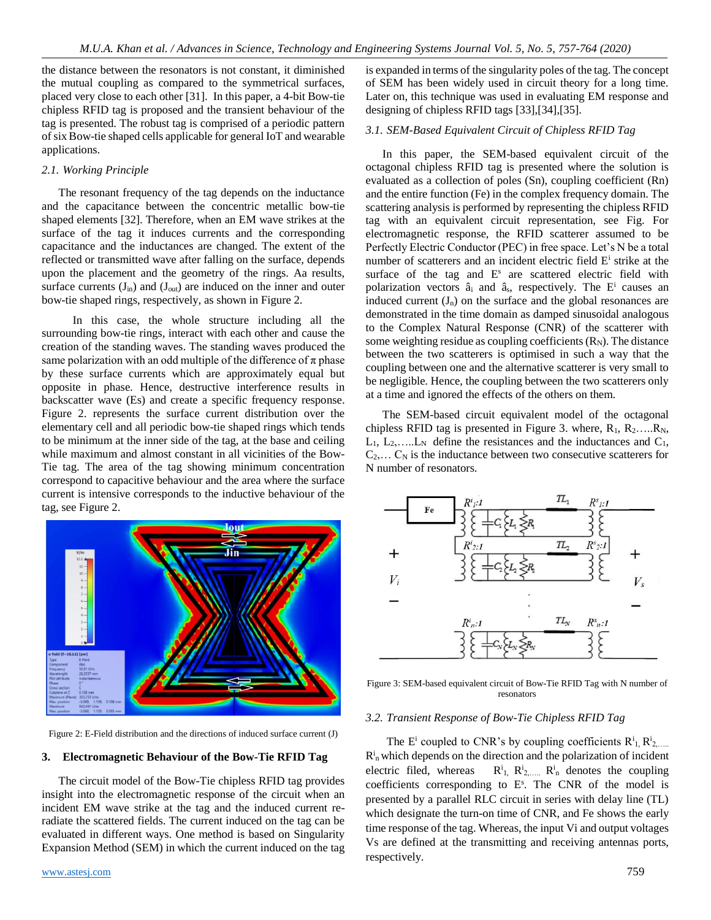the distance between the resonators is not constant, it diminished the mutual coupling as compared to the symmetrical surfaces, placed very close to each other [31]. In this paper, a 4-bit Bow-tie chipless RFID tag is proposed and the transient behaviour of the tag is presented. The robust tag is comprised of a periodic pattern of six Bow-tie shaped cells applicable for general IoT and wearable applications.

### 2.1. Working Principle

The resonant frequency of the tag depends on the inductance and the capacitance between the concentric metallic bow-tie shaped elements [32]. Therefore, when an EM wave strikes at the surface of the tag it induces currents and the corresponding capacitance and the inductances are changed. The extent of the reflected or transmitted wave after falling on the surface, depends upon the placement and the geometry of the rings. Aa results, surface currents ($J_{in}$) and ($J_{out}$) are induced on the inner and outer bow-tie shaped rings, respectively, as shown in Figure 2.

In this case, the whole structure including all the surrounding bow-tie rings, interact with each other and cause the creation of the standing waves. The standing waves produced the same polarization with an odd multiple of the difference of π phase by these surface currents which are approximately equal but opposite in phase. Hence, destructive interference results in backscatter wave (Es) and create a specific frequency response. Figure 2. represents the surface current distribution over the elementary cell and all periodic bow-tie shaped rings which tends to be minimum at the inner side of the tag, at the base and ceiling while maximum and almost constant in all vicinities of the Bow-Tie tag. The area of the tag showing minimum concentration correspond to capacitive behaviour and the area where the surface current is intensive corresponds to the inductive behaviour of the tag, see Figure 2.

Jout
Jin

Figure 2: E-Field distribution and the directions of induced surface current (J)

## 3. Electromagnetic Behaviour of the Bow-Tie RFID Tag

The circuit model of the Bow-Tie chipless RFID tag provides insight into the electromagnetic response of the circuit when an incident EM wave strike at the tag and the induced current re-radiate the scattered fields. The current induced on the tag can be evaluated in different ways. One method is based on Singularity Expansion Method (SEM) in which the current induced on the tag is expanded in terms of the singularity poles of the tag. The concept of SEM has been widely used in circuit theory for a long time. Later on, this technique was used in evaluating EM response and designing of chipless RFID tags [33],[34],[35].

### 3.1. SEM-Based Equivalent Circuit of Chipless RFID Tag

In this paper, the SEM-based equivalent circuit of the octagonal chipless RFID tag is presented where the solution is evaluated as a collection of poles (Sn), coupling coefficient (Rn) and the entire function (Fe) in the complex frequency domain. The scattering analysis is performed by representing the chipless RFID tag with an equivalent circuit representation, see Fig. For electromagnetic response, the RFID scatterer assumed to be Perfectly Electric Conductor (PEC) in free space. Let's N be a total number of scatterers and an incident electric field $E^i$ strike at the surface of the tag and $E^s$ are scattered electric field with polarization vectors $\hat{a}_i$ and $\hat{a}_s$, respectively. The $E^i$ causes an induced current ($J_n$) on the surface and the global resonances are demonstrated in the time domain as damped sinusoidal analogous to the Complex Natural Response (CNR) of the scatterer with some weighting residue as coupling coefficients ($R_N$). The distance between the two scatterers is optimised in such a way that the coupling between one and the alternative scatterer is very small to be negligible. Hence, the coupling between the two scatterers only at a time and ignored the effects of the others on them.

The SEM-based circuit equivalent model of the octagonal chipless RFID tag is presented in Figure 3. where, $R_1$, $R_2$…..$R_N$, $L_1$, $L_2$,…..$L_N$ define the resistances and the inductances and $C_1$, $C_2$,… $C_N$ is the inductance between two consecutive scatterers for N number of resonators.

Fe
$R^i_1$:1 $TL_1$ $R^s_1$:1
$C_1$ $L_1$ $R_1$
$R^i_2$:1 $TL_2$ $R^s_2$:1
$C_2$ $L_2$ $R_2$
+ $V_i$ −
+ $V_s$ −
$R^i_n$:1 $TL_N$ $R^s_n$:1
$C_N$ $L_N$ $R_N$

Figure 3: SEM-based equivalent circuit of Bow-Tie RFID Tag with N number of resonators

### 3.2. Transient Response of Bow-Tie Chipless RFID Tag

The $E^i$ coupled to CNR's by coupling coefficients $R^i_1$, $R^i_{2,\ldots\ldots}$ $R^i_n$ which depends on the direction and the polarization of incident electric filed, whereas $R^i_1$, $R^i_{2,\ldots\ldots}$ $R^i_n$ denotes the coupling coefficients corresponding to $E^s$. The CNR of the model is presented by a parallel RLC circuit in series with delay line (TL) which designate the turn-on time of CNR, and Fe shows the early time response of the tag. Whereas, the input Vi and output voltages Vs are defined at the transmitting and receiving antennas ports, respectively.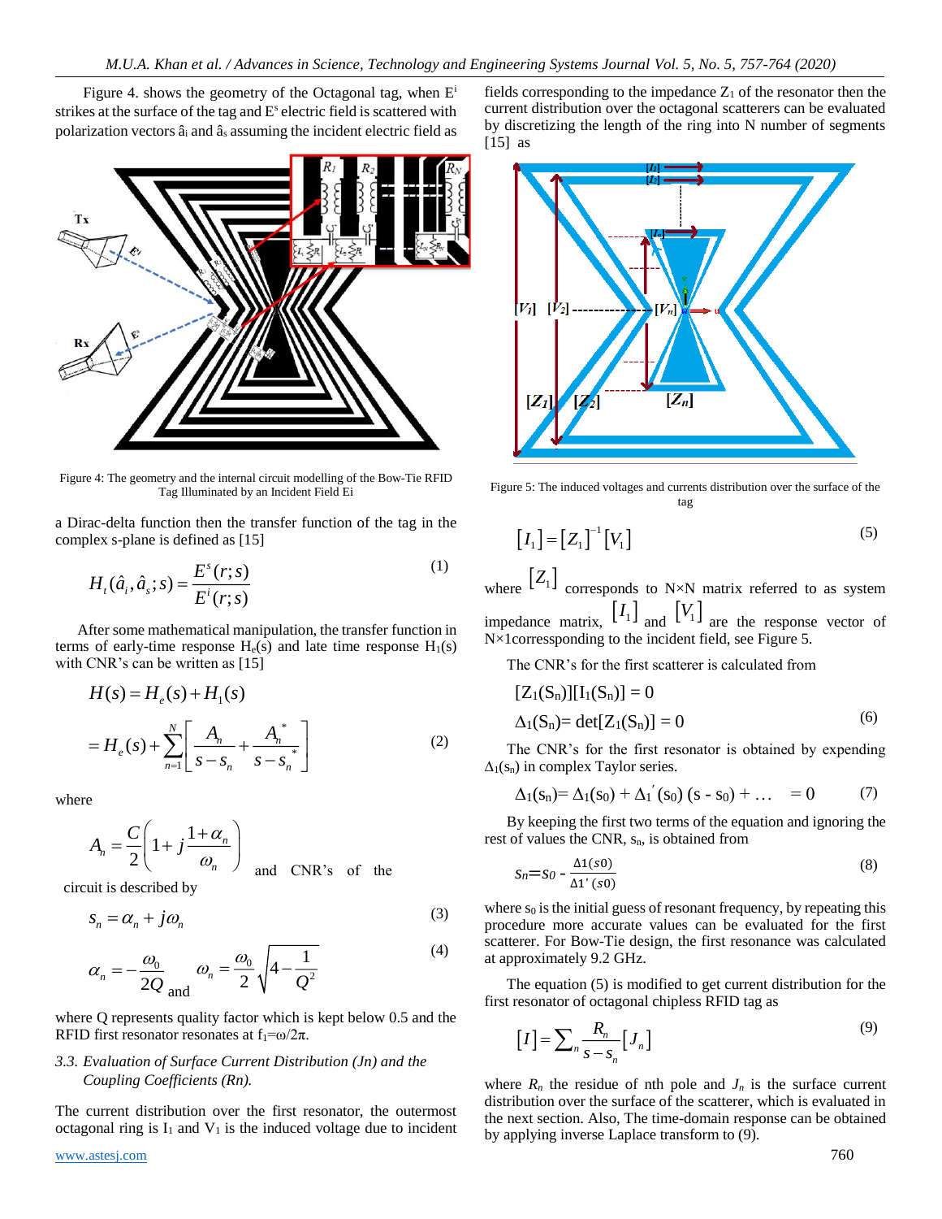Figure 4. shows the geometry of the Octagonal tag, when $E^i$ strikes at the surface of the tag and $E^s$ electric field is scattered with polarization vectors $\hat{a}_i$ and $\hat{a}_s$ assuming the incident electric field as a Dirac-delta function then the transfer function of the tag in the complex s-plane is defined as [15]

Figure 4: The geometry and the internal circuit modelling of the Bow-Tie RFID Tag Illuminated by an Incident Field Ei

$$H_t(\hat{a}_i, \hat{a}_s; s) = \frac{E^s(r;s)}{E^i(r;s)} \tag{1}$$

After some mathematical manipulation, the transfer function in terms of early-time response $H_e(s)$ and late time response $H_1(s)$ with CNR's can be written as [15]

$$H(s) = H_e(s) + H_1(s)$$

$$= H_e(s) + \sum_{n=1}^{N} \left[ \frac{A_n}{s - s_n} + \frac{A_n^*}{s - s_n^*} \right] \tag{2}$$

where

$A_n = \frac{C}{2}\left(1 + j\frac{1+\alpha_n}{\omega_n}\right)$ and CNR's of the circuit is described by

$$s_n = \alpha_n + j\omega_n \tag{3}$$

$$\alpha_n = -\frac{\omega_0}{2Q} \text{ and } \omega_n = \frac{\omega_0}{2}\sqrt{4 - \frac{1}{Q^2}} \tag{4}$$

where Q represents quality factor which is kept below 0.5 and the RFID first resonator resonates at $f_1 = \omega/2\pi$.

### *3.3. Evaluation of Surface Current Distribution (Jn) and the Coupling Coefficients (Rn).*

The current distribution over the first resonator, the outermost octagonal ring is $I_1$ and $V_1$ is the induced voltage due to incident fields corresponding to the impedance $Z_1$ of the resonator then the current distribution over the octagonal scatterers can be evaluated by discretizing the length of the ring into N number of segments [15] as

Figure 5: The induced voltages and currents distribution over the surface of the tag

$$[I_1] = [Z_1]^{-1}[V_1] \tag{5}$$

where $[Z_1]$ corresponds to N×N matrix referred to as system impedance matrix, $[I_1]$ and $[V_1]$ are the response vector of N×1corressponding to the incident field, see Figure 5.

The CNR's for the first scatterer is calculated from

$$[Z_1(S_n)][I_1(S_n)] = 0$$

$$\Delta_1(S_n) = \det[Z_1(S_n)] = 0 \tag{6}$$

The CNR's for the first resonator is obtained by expending $\Delta_1(s_n)$ in complex Taylor series.

$$\Delta_1(s_n) = \Delta_1(s_0) + \Delta_1'(s_0)\,(s - s_0) + \ldots \quad = 0 \tag{7}$$

By keeping the first two terms of the equation and ignoring the rest of values the CNR, $s_n$, is obtained from

$$s_n = s_0 - \frac{\Delta 1(s0)}{\Delta 1'(s0)} \tag{8}$$

where $s_0$ is the initial guess of resonant frequency, by repeating this procedure more accurate values can be evaluated for the first scatterer. For Bow-Tie design, the first resonance was calculated at approximately 9.2 GHz.

The equation (5) is modified to get current distribution for the first resonator of octagonal chipless RFID tag as

$$[I] = \sum_n \frac{R_n}{s - s_n}[J_n] \tag{9}$$

where $R_n$ the residue of nth pole and $J_n$ is the surface current distribution over the surface of the scatterer, which is evaluated in the next section. Also, The time-domain response can be obtained by applying inverse Laplace transform to (9).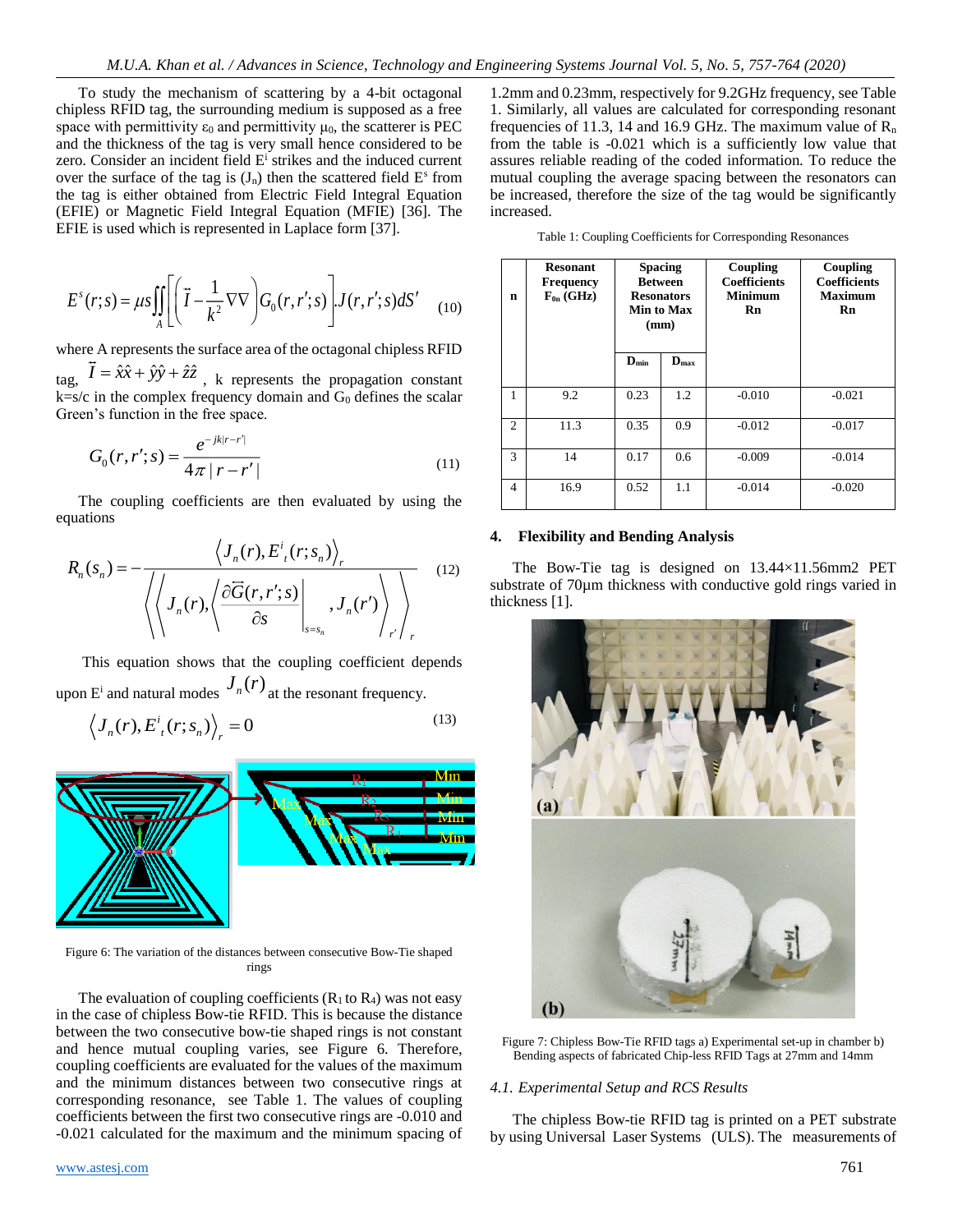To study the mechanism of scattering by a 4-bit octagonal chipless RFID tag, the surrounding medium is supposed as a free space with permittivity $\varepsilon_0$ and permittivity $\mu_0$, the scatterer is PEC and the thickness of the tag is very small hence considered to be zero. Consider an incident field $E^i$ strikes and the induced current over the surface of the tag is ($J_n$) then the scattered field $E^s$ from the tag is either obtained from Electric Field Integral Equation (EFIE) or Magnetic Field Integral Equation (MFIE) [36]. The EFIE is used which is represented in Laplace form [37].

$$E^s(r;s) = \mu s \iint_A \left[ \left( \vec{\vec{I}} - \frac{1}{k^2} \nabla\nabla \right) G_0(r, r'; s) \right] . J(r, r'; s) dS' \tag{10}$$

where A represents the surface area of the octagonal chipless RFID tag, $\vec{\vec{I}} = \hat{x}\hat{x} + \hat{y}\hat{y} + \hat{z}\hat{z}$ , k represents the propagation constant k=s/c in the complex frequency domain and $G_0$ defines the scalar Green's function in the free space.

$$G_0(r, r'; s) = \frac{e^{-jk|r-r'|}}{4\pi |r - r'|} \tag{11}$$

The coupling coefficients are then evaluated by using the equations

$$R_n(s_n) = -\frac{\left\langle J_n(r), E^i{}_t(r; s_n) \right\rangle_r}{\left\langle \left\langle J_n(r), \left\langle \frac{\partial \vec{G}(r, r'; s)}{\partial s} \bigg|_{s=s_n}, J_n(r') \right\rangle_{r'} \right\rangle_r} \tag{12}$$

This equation shows that the coupling coefficient depends upon $E^i$ and natural modes $J_n(r)$ at the resonant frequency.

$$\left\langle J_n(r), E^i{}_t(r; s_n) \right\rangle_r = 0 \tag{13}$$

R1
R2
R3
R4
Min
Min
Min
Min
Max
Max
Max
Max

Figure 6: The variation of the distances between consecutive Bow-Tie shaped rings

The evaluation of coupling coefficients ($R_1$ to $R_4$) was not easy in the case of chipless Bow-tie RFID. This is because the distance between the two consecutive bow-tie shaped rings is not constant and hence mutual coupling varies, see Figure 6. Therefore, coupling coefficients are evaluated for the values of the maximum and the minimum distances between two consecutive rings at corresponding resonance, see Table 1. The values of coupling coefficients between the first two consecutive rings are -0.010 and -0.021 calculated for the maximum and the minimum spacing of 1.2mm and 0.23mm, respectively for 9.2GHz frequency, see Table 1. Similarly, all values are calculated for corresponding resonant frequencies of 11.3, 14 and 16.9 GHz. The maximum value of $R_n$ from the table is -0.021 which is a sufficiently low value that assures reliable reading of the coded information. To reduce the mutual coupling the average spacing between the resonators can be increased, therefore the size of the tag would be significantly increased.

Table 1: Coupling Coefficients for Corresponding Resonances

| n | Resonant Frequency $F_{0n}$ (GHz) | Spacing Between Resonators Min to Max (mm) | | Coupling Coefficients Minimum Rn | Coupling Coefficients Maximum Rn |
|---|---|---|---|---|---|
| | | $D_{min}$ | $D_{max}$ | | |
| 1 | 9.2 | 0.23 | 1.2 | -0.010 | -0.021 |
| 2 | 11.3 | 0.35 | 0.9 | -0.012 | -0.017 |
| 3 | 14 | 0.17 | 0.6 | -0.009 | -0.014 |
| 4 | 16.9 | 0.52 | 1.1 | -0.014 | -0.020 |

## 4. Flexibility and Bending Analysis

The Bow-Tie tag is designed on 13.44×11.56mm2 PET substrate of 70µm thickness with conductive gold rings varied in thickness [1].

Figure 7: Chipless Bow-Tie RFID tags a) Experimental set-up in chamber b) Bending aspects of fabricated Chip-less RFID Tags at 27mm and 14mm

### 4.1. Experimental Setup and RCS Results

The chipless Bow-tie RFID tag is printed on a PET substrate by using Universal Laser Systems (ULS). The measurements of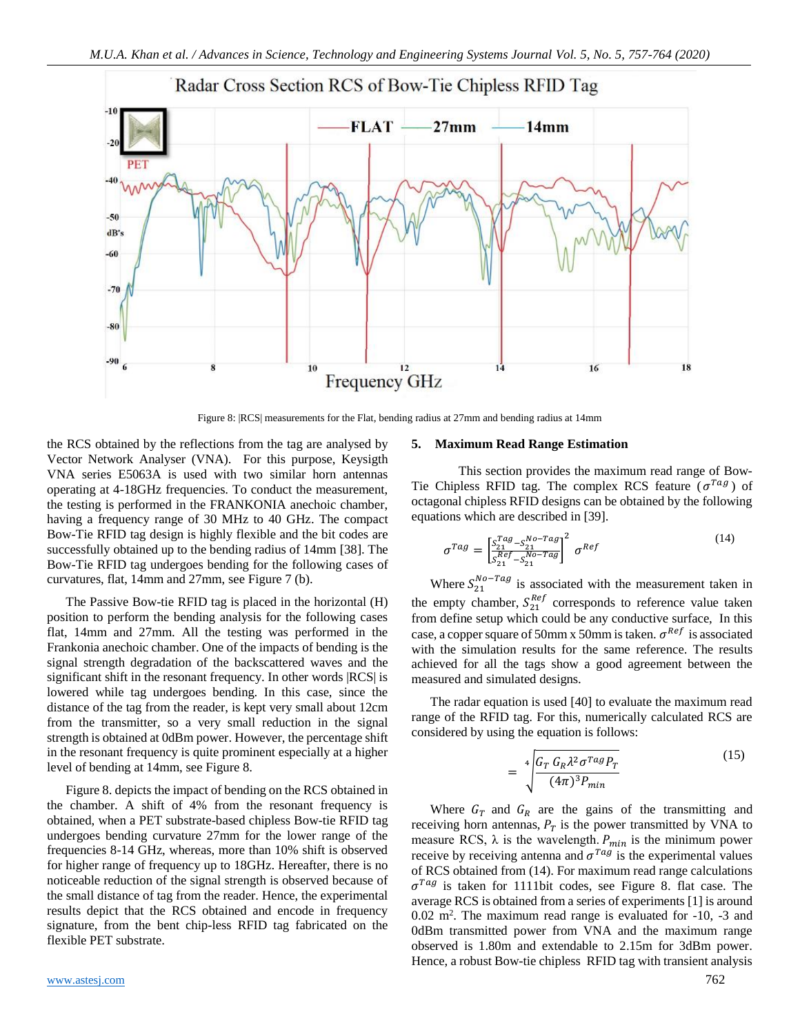Radar Cross Section RCS of Bow-Tie Chipless RFID Tag

FLAT 27mm 14mm

PET

-10
-20
-40
-50
dB's
-60
-70
-80
-90

6 8 10 12 14 16 18

Frequency GHz

Figure 8: |RCS| measurements for the Flat, bending radius at 27mm and bending radius at 14mm

the RCS obtained by the reflections from the tag are analysed by Vector Network Analyser (VNA). For this purpose, Keysigth VNA series E5063A is used with two similar horn antennas operating at 4-18GHz frequencies. To conduct the measurement, the testing is performed in the FRANKONIA anechoic chamber, having a frequency range of 30 MHz to 40 GHz. The compact Bow-Tie RFID tag design is highly flexible and the bit codes are successfully obtained up to the bending radius of 14mm [38]. The Bow-Tie RFID tag undergoes bending for the following cases of curvatures, flat, 14mm and 27mm, see Figure 7 (b).

The Passive Bow-tie RFID tag is placed in the horizontal (H) position to perform the bending analysis for the following cases flat, 14mm and 27mm. All the testing was performed in the Frankonia anechoic chamber. One of the impacts of bending is the signal strength degradation of the backscattered waves and the significant shift in the resonant frequency. In other words |RCS| is lowered while tag undergoes bending. In this case, since the distance of the tag from the reader, is kept very small about 12cm from the transmitter, so a very small reduction in the signal strength is obtained at 0dBm power. However, the percentage shift in the resonant frequency is quite prominent especially at a higher level of bending at 14mm, see Figure 8.

Figure 8. depicts the impact of bending on the RCS obtained in the chamber. A shift of 4% from the resonant frequency is obtained, when a PET substrate-based chipless Bow-tie RFID tag undergoes bending curvature 27mm for the lower range of the frequencies 8-14 GHz, whereas, more than 10% shift is observed for higher range of frequency up to 18GHz. Hereafter, there is no noticeable reduction of the signal strength is observed because of the small distance of tag from the reader. Hence, the experimental results depict that the RCS obtained and encode in frequency signature, from the bent chip-less RFID tag fabricated on the flexible PET substrate.

## 5. Maximum Read Range Estimation

This section provides the maximum read range of Bow-Tie Chipless RFID tag. The complex RCS feature ($\sigma^{Tag}$) of octagonal chipless RFID designs can be obtained by the following equations which are described in [39].

$$\sigma^{Tag} = \left[\frac{S_{21}^{Tag} - S_{21}^{No-Tag}}{S_{21}^{Ref} - S_{21}^{No-Tag}}\right]^2 \sigma^{Ref} \tag{14}$$

Where $S_{21}^{No-Tag}$ is associated with the measurement taken in the empty chamber, $S_{21}^{Ref}$ corresponds to reference value taken from define setup which could be any conductive surface, In this case, a copper square of 50mm x 50mm is taken. $\sigma^{Ref}$ is associated with the simulation results for the same reference. The results achieved for all the tags show a good agreement between the measured and simulated designs.

The radar equation is used [40] to evaluate the maximum read range of the RFID tag. For this, numerically calculated RCS are considered by using the equation is follows:

$$= \sqrt[4]{\frac{G_T\, G_R \lambda^2 \sigma^{Tag} P_T}{(4\pi)^3 P_{min}}} \tag{15}$$

Where $G_T$ and $G_R$ are the gains of the transmitting and receiving horn antennas, $P_T$ is the power transmitted by VNA to measure RCS, λ is the wavelength. $P_{min}$ is the minimum power receive by receiving antenna and $\sigma^{Tag}$ is the experimental values of RCS obtained from (14). For maximum read range calculations $\sigma^{Tag}$ is taken for 1111bit codes, see Figure 8. flat case. The average RCS is obtained from a series of experiments [1] is around 0.02 m$^2$. The maximum read range is evaluated for -10, -3 and 0dBm transmitted power from VNA and the maximum range observed is 1.80m and extendable to 2.15m for 3dBm power. Hence, a robust Bow-tie chipless RFID tag with transient analysis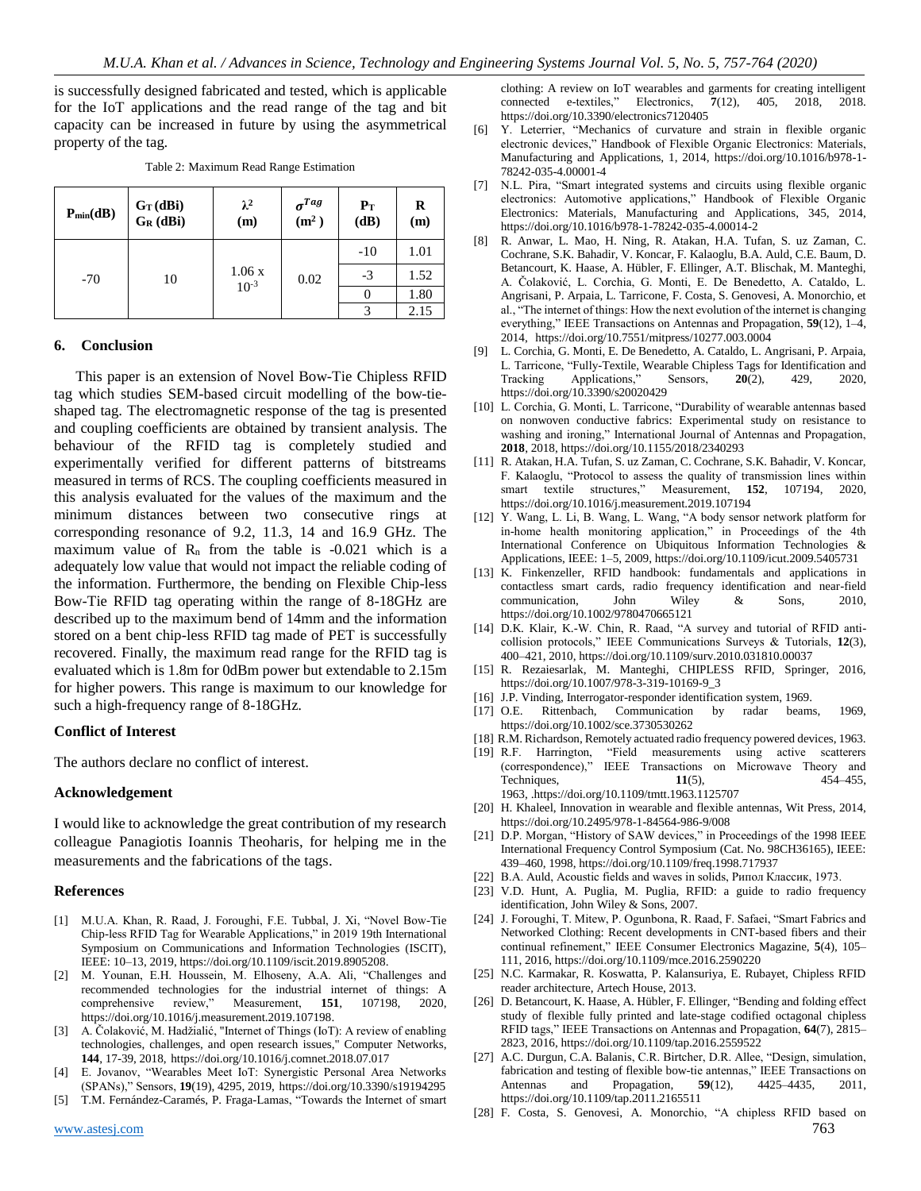is successfully designed fabricated and tested, which is applicable for the IoT applications and the read range of the tag and bit capacity can be increased in future by using the asymmetrical property of the tag.

Table 2: Maximum Read Range Estimation

| $P_{min}$(dB) | $G_T$ (dBi) $G_R$ (dBi) | $\lambda^2$ (m) | $\sigma^{Tag}$ ($m^2$) | $P_T$ (dB) | R (m) |
|---|---|---|---|---|---|
| -70 | 10 | 1.06 x $10^{-3}$ | 0.02 | -10 | 1.01 |
| | | | | -3 | 1.52 |
| | | | | 0 | 1.80 |
| | | | | 3 | 2.15 |

## 6. Conclusion

This paper is an extension of Novel Bow-Tie Chipless RFID tag which studies SEM-based circuit modelling of the bow-tie-shaped tag. The electromagnetic response of the tag is presented and coupling coefficients are obtained by transient analysis. The behaviour of the RFID tag is completely studied and experimentally verified for different patterns of bitstreams measured in terms of RCS. The coupling coefficients measured in this analysis evaluated for the values of the maximum and the minimum distances between two consecutive rings at corresponding resonance of 9.2, 11.3, 14 and 16.9 GHz. The maximum value of $R_n$ from the table is -0.021 which is a adequately low value that would not impact the reliable coding of the information. Furthermore, the bending on Flexible Chip-less Bow-Tie RFID tag operating within the range of 8-18GHz are described up to the maximum bend of 14mm and the information stored on a bent chip-less RFID tag made of PET is successfully recovered. Finally, the maximum read range for the RFID tag is evaluated which is 1.8m for 0dBm power but extendable to 2.15m for higher powers. This range is maximum to our knowledge for such a high-frequency range of 8-18GHz.

### Conflict of Interest

The authors declare no conflict of interest.

### Acknowledgement

I would like to acknowledge the great contribution of my research colleague Panagiotis Ioannis Theoharis, for helping me in the measurements and the fabrications of the tags.

### References

[1] M.U.A. Khan, R. Raad, J. Foroughi, F.E. Tubbal, J. Xi, "Novel Bow-Tie Chip-less RFID Tag for Wearable Applications," in 2019 19th International Symposium on Communications and Information Technologies (ISCIT), IEEE: 10–13, 2019, https://doi.org/10.1109/iscit.2019.8905208.

[2] M. Younan, E.H. Houssein, M. Elhoseny, A.A. Ali, "Challenges and recommended technologies for the industrial internet of things: A comprehensive review," Measurement, **151**, 107198, 2020, https://doi.org/10.1016/j.measurement.2019.107198.

[3] A. Čolaković, M. Hadžialić, "Internet of Things (IoT): A review of enabling technologies, challenges, and open research issues," Computer Networks, **144**, 17-39, 2018, https://doi.org/10.1016/j.comnet.2018.07.017

[4] E. Jovanov, "Wearables Meet IoT: Synergistic Personal Area Networks (SPANs)," Sensors, **19**(19), 4295, 2019, https://doi.org/10.3390/s19194295

[5] T.M. Fernández-Caramés, P. Fraga-Lamas, "Towards the Internet of smart clothing: A review on IoT wearables and garments for creating intelligent connected e-textiles," Electronics, **7**(12), 405, 2018, 2018. https://doi.org/10.3390/electronics7120405

[6] Y. Leterrier, "Mechanics of curvature and strain in flexible organic electronic devices," Handbook of Flexible Organic Electronics: Materials, Manufacturing and Applications, 1, 2014, https://doi.org/10.1016/b978-1-78242-035-4.00001-4

[7] N.L. Pira, "Smart integrated systems and circuits using flexible organic electronics: Automotive applications," Handbook of Flexible Organic Electronics: Materials, Manufacturing and Applications, 345, 2014, https://doi.org/10.1016/b978-1-78242-035-4.00014-2

[8] R. Anwar, L. Mao, H. Ning, R. Atakan, H.A. Tufan, S. uz Zaman, C. Cochrane, S.K. Bahadir, V. Koncar, F. Kalaoglu, B.A. Auld, C.E. Baum, D. Betancourt, K. Haase, A. Hübler, F. Ellinger, A.T. Blischak, M. Manteghi, A. Čolaković, L. Corchia, G. Monti, E. De Benedetto, A. Cataldo, L. Angrisani, P. Arpaia, L. Tarricone, F. Costa, S. Genovesi, A. Monorchio, et al., "The internet of things: How the next evolution of the internet is changing everything," IEEE Transactions on Antennas and Propagation, **59**(12), 1–4, 2014, https://doi.org/10.7551/mitpress/10277.003.0004

[9] L. Corchia, G. Monti, E. De Benedetto, A. Cataldo, L. Angrisani, P. Arpaia, L. Tarricone, "Fully-Textile, Wearable Chipless Tags for Identification and Tracking Applications," Sensors, **20**(2), 429, 2020, https://doi.org/10.3390/s20020429

[10] L. Corchia, G. Monti, L. Tarricone, "Durability of wearable antennas based on nonwoven conductive fabrics: Experimental study on resistance to washing and ironing," International Journal of Antennas and Propagation, **2018**, 2018, https://doi.org/10.1155/2018/2340293

[11] R. Atakan, H.A. Tufan, S. uz Zaman, C. Cochrane, S.K. Bahadir, V. Koncar, F. Kalaoglu, "Protocol to assess the quality of transmission lines within smart textile structures," Measurement, **152**, 107194, 2020, https://doi.org/10.1016/j.measurement.2019.107194

[12] Y. Wang, L. Li, B. Wang, L. Wang, "A body sensor network platform for in-home health monitoring application," in Proceedings of the 4th International Conference on Ubiquitous Information Technologies & Applications, IEEE: 1–5, 2009, https://doi.org/10.1109/icut.2009.5405731

[13] K. Finkenzeller, RFID handbook: fundamentals and applications in contactless smart cards, radio frequency identification and near-field communication, John Wiley & Sons, 2010, https://doi.org/10.1002/9780470665121

[14] D.K. Klair, K.-W. Chin, R. Raad, "A survey and tutorial of RFID anti-collision protocols," IEEE Communications Surveys & Tutorials, **12**(3), 400–421, 2010, https://doi.org/10.1109/surv.2010.031810.00037

[15] R. Rezaiesarlak, M. Manteghi, CHIPLESS RFID, Springer, 2016, https://doi.org/10.1007/978-3-319-10169-9_3

[16] J.P. Vinding, Interrogator-responder identification system, 1969.

[17] O.E. Rittenbach, Communication by radar beams, 1969, https://doi.org/10.1002/sce.3730530262

[18] R.M. Richardson, Remotely actuated radio frequency powered devices, 1963.

[19] R.F. Harrington, "Field measurements using active scatterers (correspondence)," IEEE Transactions on Microwave Theory and Techniques, **11**(5), 454–455, 1963, .https://doi.org/10.1109/tmtt.1963.1125707

[20] H. Khaleel, Innovation in wearable and flexible antennas, Wit Press, 2014, https://doi.org/10.2495/978-1-84564-986-9/008

[21] D.P. Morgan, "History of SAW devices," in Proceedings of the 1998 IEEE International Frequency Control Symposium (Cat. No. 98CH36165), IEEE: 439–460, 1998, https://doi.org/10.1109/freq.1998.717937

[22] B.A. Auld, Acoustic fields and waves in solids, Рипол Классик, 1973.

[23] V.D. Hunt, A. Puglia, M. Puglia, RFID: a guide to radio frequency identification, John Wiley & Sons, 2007.

[24] J. Foroughi, T. Mitew, P. Ogunbona, R. Raad, F. Safaei, "Smart Fabrics and Networked Clothing: Recent developments in CNT-based fibers and their continual refinement," IEEE Consumer Electronics Magazine, **5**(4), 105–111, 2016, https://doi.org/10.1109/mce.2016.2590220

[25] N.C. Karmakar, R. Koswatta, P. Kalansuriya, E. Rubayet, Chipless RFID reader architecture, Artech House, 2013.

[26] D. Betancourt, K. Haase, A. Hübler, F. Ellinger, "Bending and folding effect study of flexible fully printed and late-stage codified octagonal chipless RFID tags," IEEE Transactions on Antennas and Propagation, **64**(7), 2815–2823, 2016, https://doi.org/10.1109/tap.2016.2559522

[27] A.C. Durgun, C.A. Balanis, C.R. Birtcher, D.R. Allee, "Design, simulation, fabrication and testing of flexible bow-tie antennas," IEEE Transactions on Antennas and Propagation, **59**(12), 4425–4435, 2011, https://doi.org/10.1109/tap.2011.2165511

[28] F. Costa, S. Genovesi, A. Monorchio, "A chipless RFID based on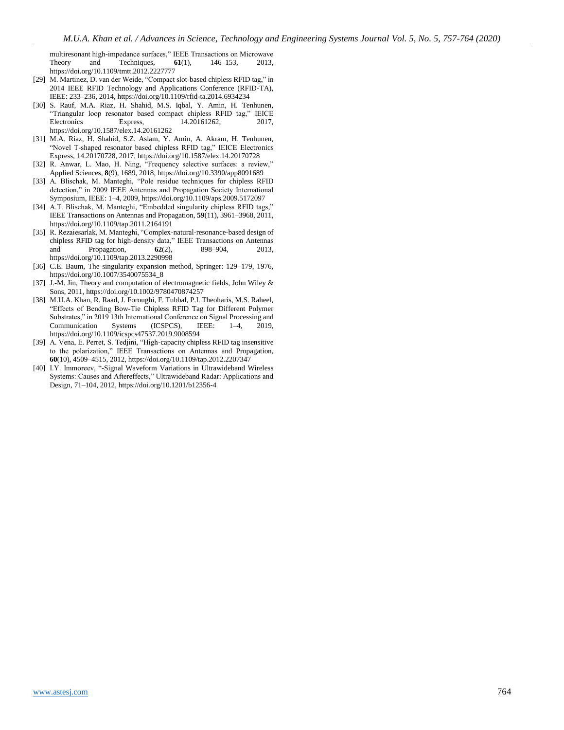multiresonant high-impedance surfaces," IEEE Transactions on Microwave Theory and Techniques, **61**(1), 146–153, 2013, https://doi.org/10.1109/tmtt.2012.2227777

[29] M. Martinez, D. van der Weide, "Compact slot-based chipless RFID tag," in 2014 IEEE RFID Technology and Applications Conference (RFID-TA), IEEE: 233–236, 2014, https://doi.org/10.1109/rfid-ta.2014.6934234

[30] S. Rauf, M.A. Riaz, H. Shahid, M.S. Iqbal, Y. Amin, H. Tenhunen, "Triangular loop resonator based compact chipless RFID tag," IEICE Electronics Express, 14.20161262, 2017, https://doi.org/10.1587/elex.14.20161262

[31] M.A. Riaz, H. Shahid, S.Z. Aslam, Y. Amin, A. Akram, H. Tenhunen, "Novel T-shaped resonator based chipless RFID tag," IEICE Electronics Express, 14.20170728, 2017, https://doi.org/10.1587/elex.14.20170728

[32] R. Anwar, L. Mao, H. Ning, "Frequency selective surfaces: a review," Applied Sciences, **8**(9), 1689, 2018, https://doi.org/10.3390/app8091689

[33] A. Blischak, M. Manteghi, "Pole residue techniques for chipless RFID detection," in 2009 IEEE Antennas and Propagation Society International Symposium, IEEE: 1–4, 2009, https://doi.org/10.1109/aps.2009.5172097

[34] A.T. Blischak, M. Manteghi, "Embedded singularity chipless RFID tags," IEEE Transactions on Antennas and Propagation, **59**(11), 3961–3968, 2011, https://doi.org/10.1109/tap.2011.2164191

[35] R. Rezaiesarlak, M. Manteghi, "Complex-natural-resonance-based design of chipless RFID tag for high-density data," IEEE Transactions on Antennas and Propagation, **62**(2), 898–904, 2013, https://doi.org/10.1109/tap.2013.2290998

[36] C.E. Baum, The singularity expansion method, Springer: 129–179, 1976, https://doi.org/10.1007/3540075534_8

[37] J.-M. Jin, Theory and computation of electromagnetic fields, John Wiley & Sons, 2011, https://doi.org/10.1002/9780470874257

[38] M.U.A. Khan, R. Raad, J. Foroughi, F. Tubbal, P.I. Theoharis, M.S. Raheel, "Effects of Bending Bow-Tie Chipless RFID Tag for Different Polymer Substrates," in 2019 13th International Conference on Signal Processing and Communication Systems (ICSPCS), IEEE: 1–4, 2019, https://doi.org/10.1109/icspcs47537.2019.9008594

[39] A. Vena, E. Perret, S. Tedjini, "High-capacity chipless RFID tag insensitive to the polarization," IEEE Transactions on Antennas and Propagation, **60**(10), 4509–4515, 2012, https://doi.org/10.1109/tap.2012.2207347

[40] I.Y. Immoreev, "-Signal Waveform Variations in Ultrawideband Wireless Systems: Causes and Aftereffects," Ultrawideband Radar: Applications and Design, 71–104, 2012, https://doi.org/10.1201/b12356-4